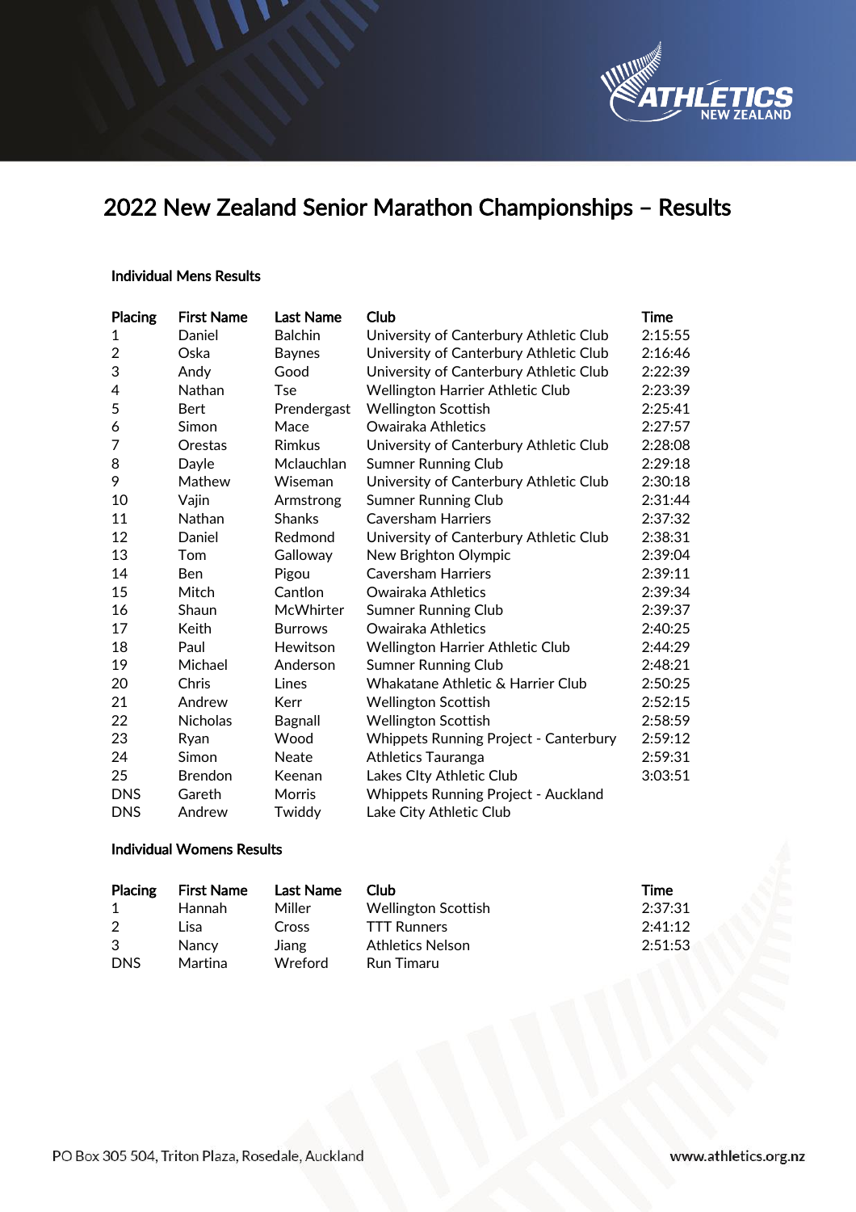# 2022 New Zealand Senior Marathon Championships – Results

### Individual Mens Results

| Placing | First Name | Last Name | Club | Time |
|---|---|---|---|---|
| 1 | Daniel | Balchin | University of Canterbury Athletic Club | 2:15:55 |
| 2 | Oska | Baynes | University of Canterbury Athletic Club | 2:16:46 |
| 3 | Andy | Good | University of Canterbury Athletic Club | 2:22:39 |
| 4 | Nathan | Tse | Wellington Harrier Athletic Club | 2:23:39 |
| 5 | Bert | Prendergast | Wellington Scottish | 2:25:41 |
| 6 | Simon | Mace | Owairaka Athletics | 2:27:57 |
| 7 | Orestas | Rimkus | University of Canterbury Athletic Club | 2:28:08 |
| 8 | Dayle | Mclauchlan | Sumner Running Club | 2:29:18 |
| 9 | Mathew | Wiseman | University of Canterbury Athletic Club | 2:30:18 |
| 10 | Vajin | Armstrong | Sumner Running Club | 2:31:44 |
| 11 | Nathan | Shanks | Caversham Harriers | 2:37:32 |
| 12 | Daniel | Redmond | University of Canterbury Athletic Club | 2:38:31 |
| 13 | Tom | Galloway | New Brighton Olympic | 2:39:04 |
| 14 | Ben | Pigou | Caversham Harriers | 2:39:11 |
| 15 | Mitch | Cantlon | Owairaka Athletics | 2:39:34 |
| 16 | Shaun | McWhirter | Sumner Running Club | 2:39:37 |
| 17 | Keith | Burrows | Owairaka Athletics | 2:40:25 |
| 18 | Paul | Hewitson | Wellington Harrier Athletic Club | 2:44:29 |
| 19 | Michael | Anderson | Sumner Running Club | 2:48:21 |
| 20 | Chris | Lines | Whakatane Athletic & Harrier Club | 2:50:25 |
| 21 | Andrew | Kerr | Wellington Scottish | 2:52:15 |
| 22 | Nicholas | Bagnall | Wellington Scottish | 2:58:59 |
| 23 | Ryan | Wood | Whippets Running Project - Canterbury | 2:59:12 |
| 24 | Simon | Neate | Athletics Tauranga | 2:59:31 |
| 25 | Brendon | Keenan | Lakes CIty Athletic Club | 3:03:51 |
| DNS | Gareth | Morris | Whippets Running Project - Auckland | |
| DNS | Andrew | Twiddy | Lake City Athletic Club | |

### Individual Womens Results

| Placing | First Name | Last Name | Club | Time |
|---|---|---|---|---|
| 1 | Hannah | Miller | Wellington Scottish | 2:37:31 |
| 2 | Lisa | Cross | TTT Runners | 2:41:12 |
| 3 | Nancy | Jiang | Athletics Nelson | 2:51:53 |
| DNS | Martina | Wreford | Run Timaru | |

PO Box 305 504, Triton Plaza, Rosedale, Auckland www.athletics.org.nz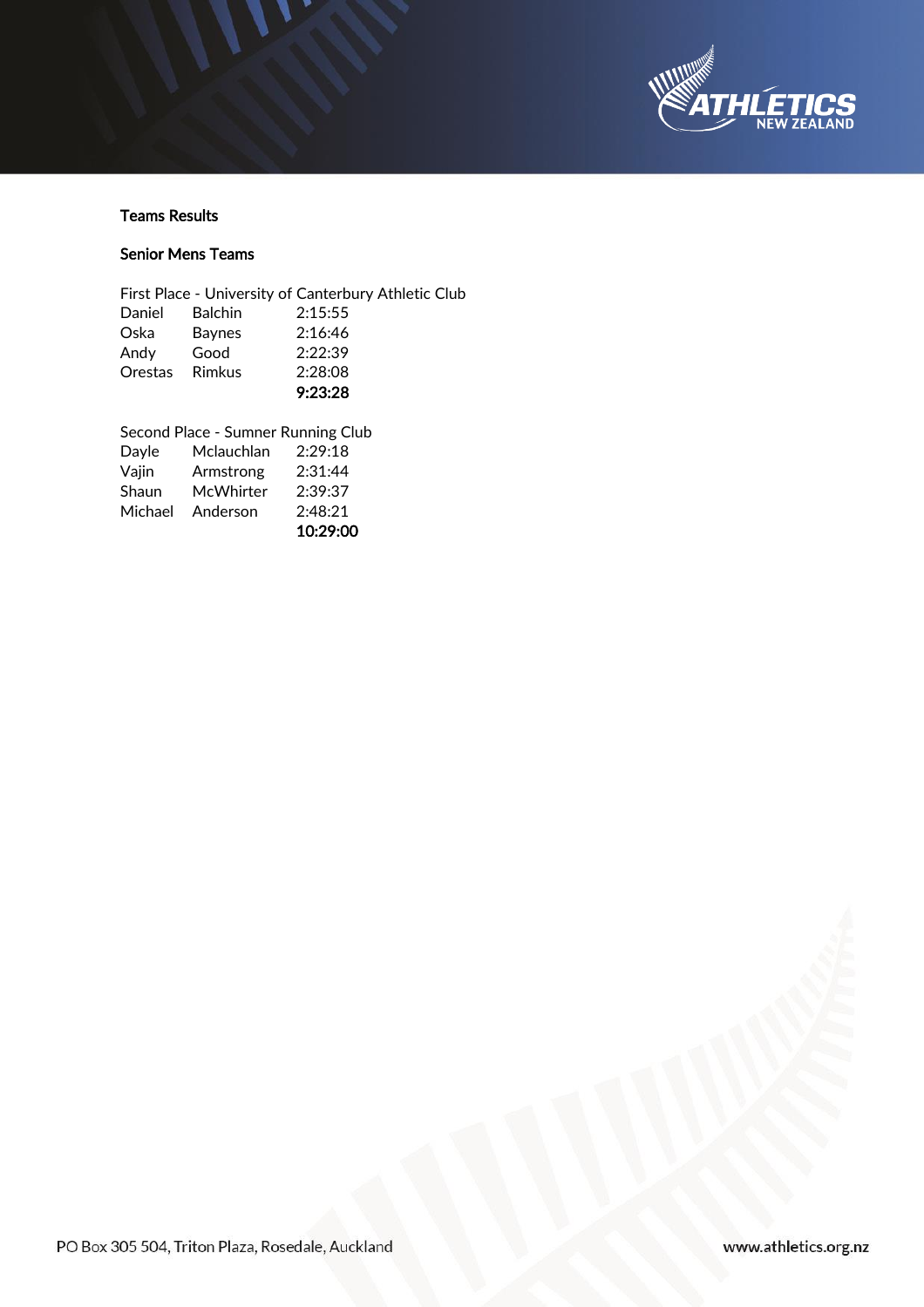**Teams Results**

**Senior Mens Teams**

First Place - University of Canterbury Athletic Club

| | | |
|---|---|---|
| Daniel | Balchin | 2:15:55 |
| Oska | Baynes | 2:16:46 |
| Andy | Good | 2:22:39 |
| Orestas | Rimkus | 2:28:08 |
| | | **9:23:28** |

Second Place - Sumner Running Club

| | | |
|---|---|---|
| Dayle | Mclauchlan | 2:29:18 |
| Vajin | Armstrong | 2:31:44 |
| Shaun | McWhirter | 2:39:37 |
| Michael | Anderson | 2:48:21 |
| | | **10:29:00** |